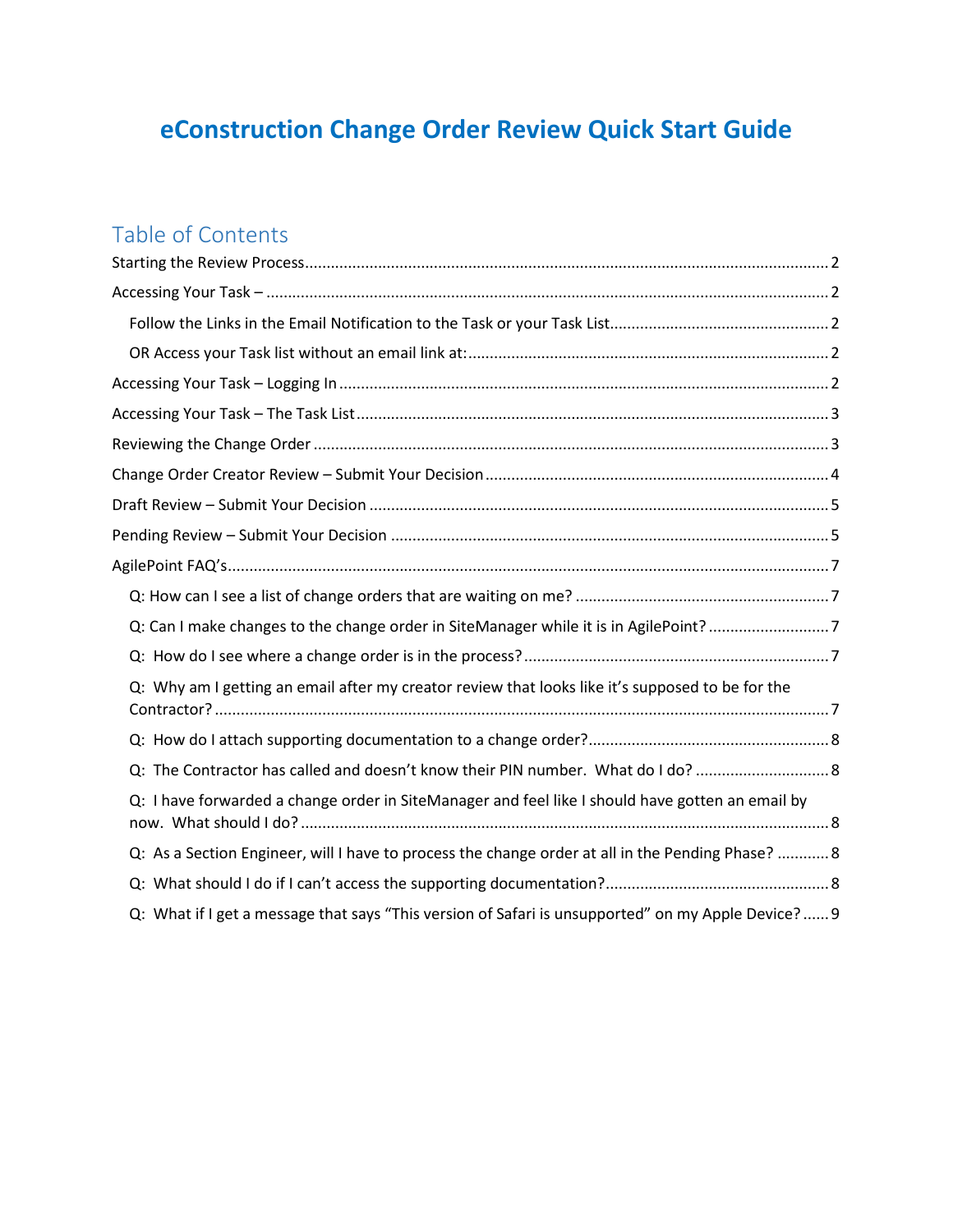# eConstruction Change Order Review Quick Start Guide

## Table of Contents

Starting the Review Process ........ 2

Accessing Your Task – ........ 2

- Follow the Links in the Email Notification to the Task or your Task List ........ 2
- OR Access your Task list without an email link at: ........ 2

Accessing Your Task – Logging In ........ 2

Accessing Your Task – The Task List ........ 3

Reviewing the Change Order ........ 3

Change Order Creator Review – Submit Your Decision ........ 4

Draft Review – Submit Your Decision ........ 5

Pending Review – Submit Your Decision ........ 5

AgilePoint FAQ's ........ 7

- Q: How can I see a list of change orders that are waiting on me? ........ 7
- Q: Can I make changes to the change order in SiteManager while it is in AgilePoint? ........ 7
- Q: How do I see where a change order is in the process? ........ 7
- Q: Why am I getting an email after my creator review that looks like it's supposed to be for the Contractor? ........ 7
- Q: How do I attach supporting documentation to a change order? ........ 8
- Q: The Contractor has called and doesn't know their PIN number. What do I do? ........ 8
- Q: I have forwarded a change order in SiteManager and feel like I should have gotten an email by now. What should I do? ........ 8
- Q: As a Section Engineer, will I have to process the change order at all in the Pending Phase? ........ 8
- Q: What should I do if I can't access the supporting documentation? ........ 8
- Q: What if I get a message that says "This version of Safari is unsupported" on my Apple Device? ........ 9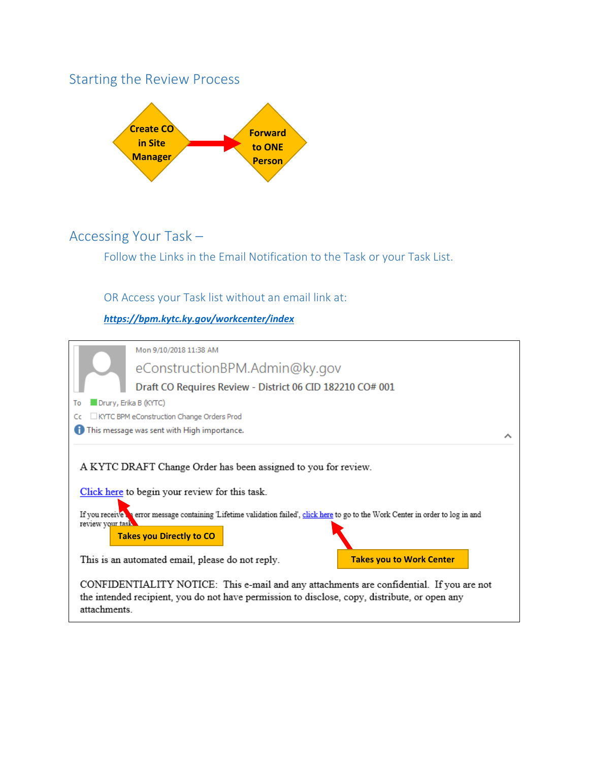## Starting the Review Process

Create CO in Site Manager → Forward to ONE Person

## Accessing Your Task –

Follow the Links in the Email Notification to the Task or your Task List.

OR Access your Task list without an email link at:

***https://bpm.kytc.ky.gov/workcenter/index***

Mon 9/10/2018 11:38 AM

eConstructionBPM.Admin@ky.gov

Draft CO Requires Review - District 06 CID 182210 CO# 001

To Drury, Erika B (KYTC)

Cc KYTC BPM eConstruction Change Orders Prod

This message was sent with High importance.

A KYTC DRAFT Change Order has been assigned to you for review.

Click here to begin your review for this task.

If you receive an error message containing 'Lifetime validation failed', click here to go to the Work Center in order to log in and review your task.

**Takes you Directly to CO**

**Takes you to Work Center**

This is an automated email, please do not reply.

CONFIDENTIALITY NOTICE: This e-mail and any attachments are confidential. If you are not the intended recipient, you do not have permission to disclose, copy, distribute, or open any attachments.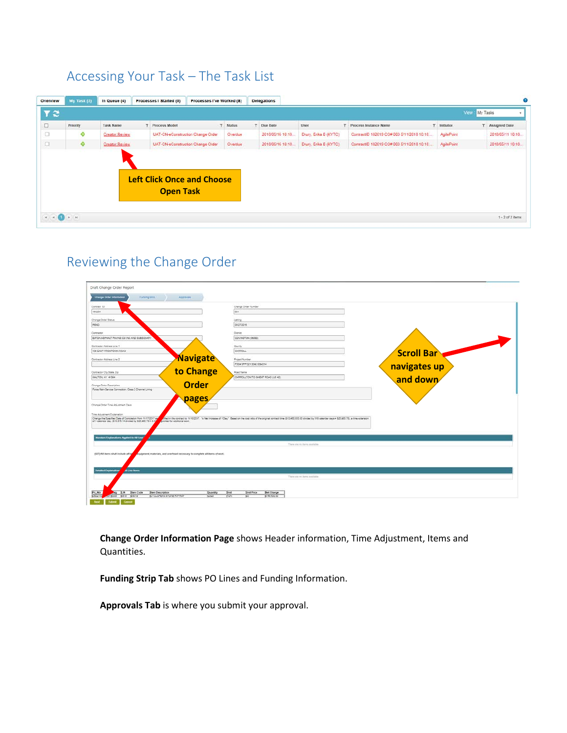## Accessing Your Task – The Task List

## Reviewing the Change Order

**Change Order Information Page** shows Header information, Time Adjustment, Items and Quantities.

**Funding Strip Tab** shows PO Lines and Funding Information.

**Approvals Tab** is where you submit your approval.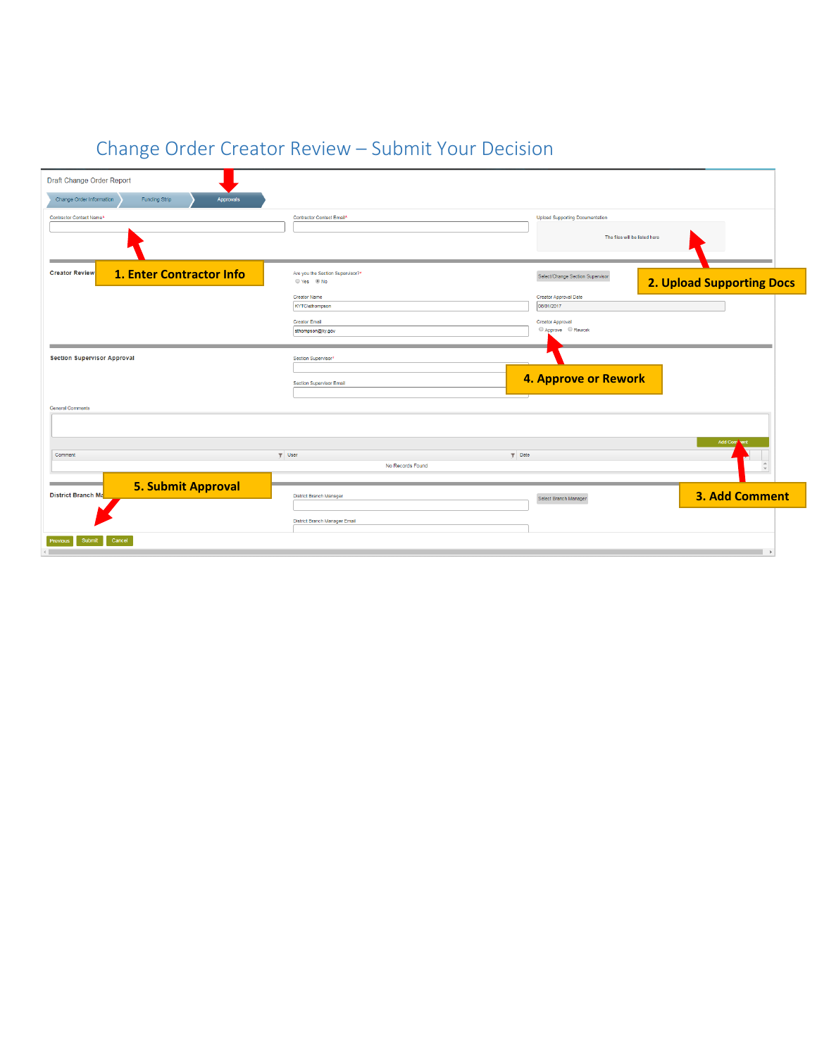# Change Order Creator Review – Submit Your Decision

Draft Change Order Report

Change Order Information | Funding Strip | Approvals

Contractor Contact Name*

Contractor Contact Email*

Upload Supporting Documentation

The files will be listed here

**1. Enter Contractor Info**

**2. Upload Supporting Docs**

**Creator Review**

Are you the Section Supervisor?*

Yes No

Select/Change Section Supervisor

Creator Name

KYTC\sthompson

Creator Approval Date

06/01/2017

Creator Email

sthompson@ky.gov

Creator Approval

Approve Rework

**4. Approve or Rework**

**Section Supervisor Approval**

Section Supervisor*

Section Supervisor Email

General Comments

Add Comment

| Comment | User | Date |
|---|---|---|
| No Records Found | | |

**3. Add Comment**

**5. Submit Approval**

**District Branch Ma**

District Branch Manager

Select Branch Manager

District Branch Manager Email

Previous Submit Cancel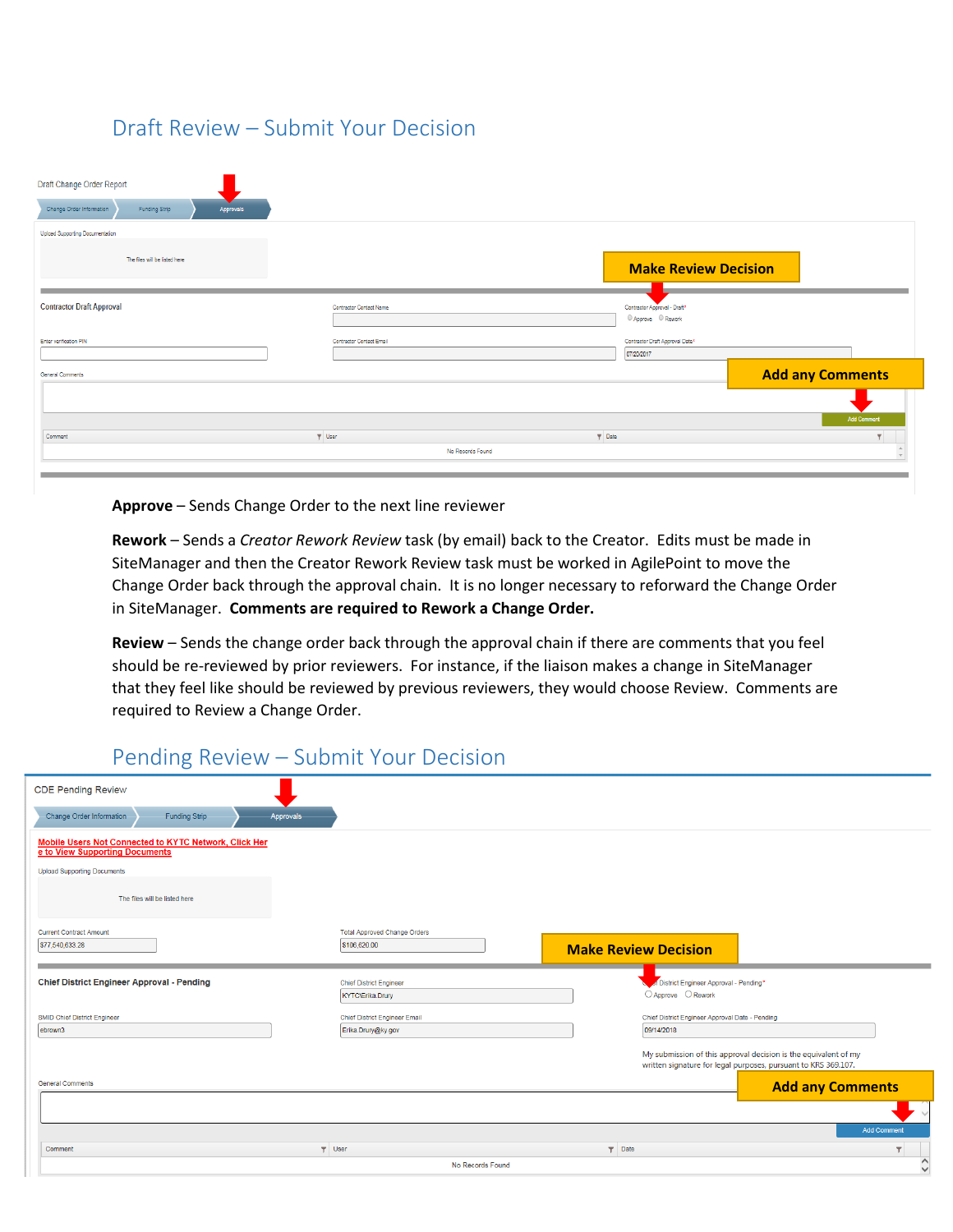## Draft Review – Submit Your Decision

Draft Change Order Report

Change Order Information | Funding Strip | Approvals

Upload Supporting Documentation

The files will be listed here

Make Review Decision

Contractor Draft Approval

Contractor Contact Name

Contractor Approval - Draft*

Approve Rework

Enter Verification PIN

Contractor Contact Email

Contractor Draft Approval Date*

07/20/2017

Add any Comments

General Comments

Add Comment

| Comment | User | Date |
| --- | --- | --- |
| No Records Found | | |

**Approve** – Sends Change Order to the next line reviewer

**Rework** – Sends a *Creator Rework Review* task (by email) back to the Creator. Edits must be made in SiteManager and then the Creator Rework Review task must be worked in AgilePoint to move the Change Order back through the approval chain. It is no longer necessary to reforward the Change Order in SiteManager. **Comments are required to Rework a Change Order.**

**Review** – Sends the change order back through the approval chain if there are comments that you feel should be re-reviewed by prior reviewers. For instance, if the liaison makes a change in SiteManager that they feel like should be reviewed by previous reviewers, they would choose Review. Comments are required to Review a Change Order.

## Pending Review – Submit Your Decision

CDE Pending Review

Change Order Information | Funding Strip | Approvals

Mobile Users Not Connected to KYTC Network, Click Here to View Supporting Documents

Upload Supporting Documents

The files will be listed here

Current Contract Amount

$77,540,633.28

Total Approved Change Orders

$106,620.00

Make Review Decision

Chief District Engineer Approval - Pending

Chief District Engineer

KYTC\Erika.Drury

Chief District Engineer Approval - Pending*

Approve Rework

SMID Chief District Engineer

ebrown3

Chief District Engineer Email

Erika.Drury@ky.gov

Chief District Engineer Approval Date - Pending

09/14/2018

My submission of this approval decision is the equivalent of my written signature for legal purposes, pursuant to KRS 369.107.

Add any Comments

General Comments

Add Comment

| Comment | User | Date |
| --- | --- | --- |
| No Records Found | | |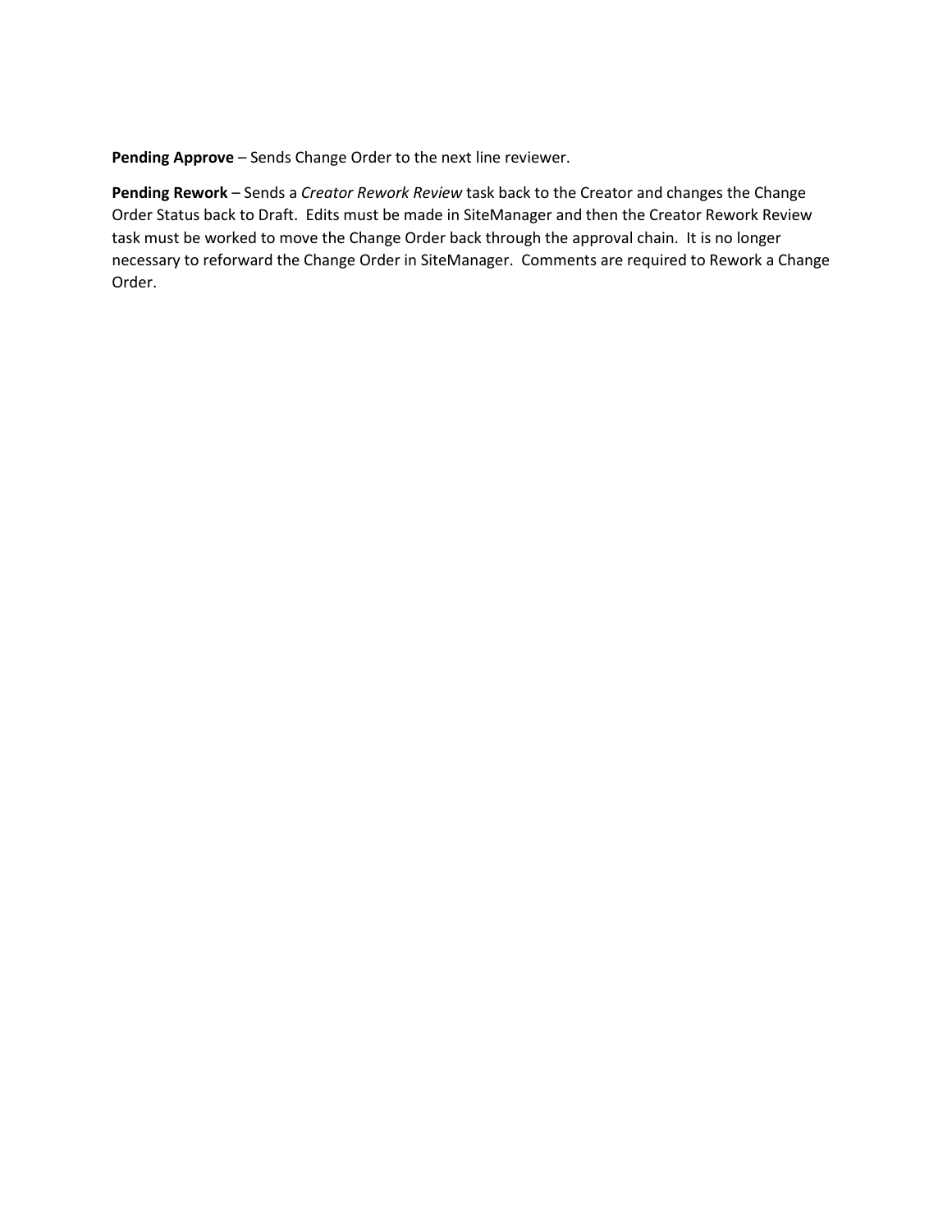**Pending Approve** – Sends Change Order to the next line reviewer.

**Pending Rework** – Sends a *Creator Rework Review* task back to the Creator and changes the Change Order Status back to Draft.  Edits must be made in SiteManager and then the Creator Rework Review task must be worked to move the Change Order back through the approval chain.  It is no longer necessary to reforward the Change Order in SiteManager.  Comments are required to Rework a Change Order.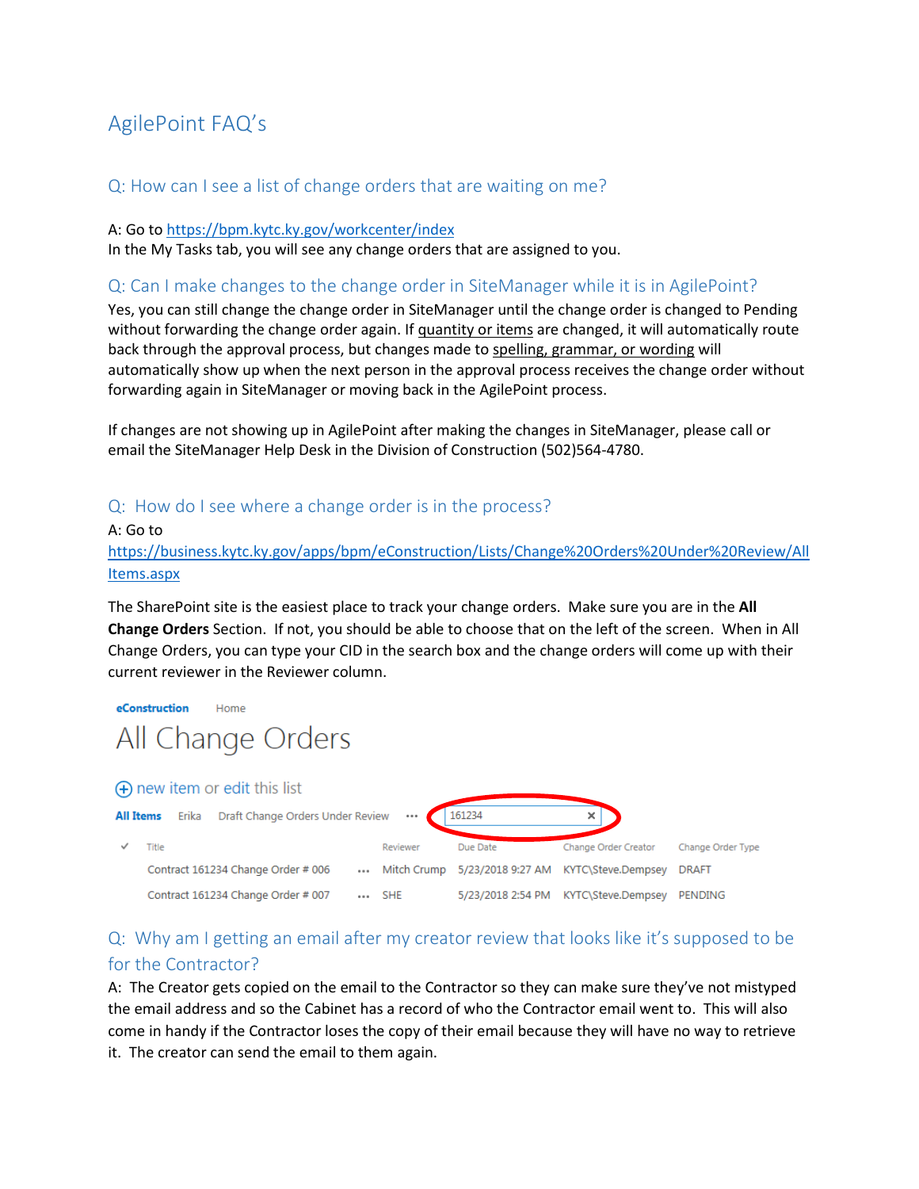# AgilePoint FAQ's

## Q: How can I see a list of change orders that are waiting on me?

A: Go to [https://bpm.kytc.ky.gov/workcenter/index](https://bpm.kytc.ky.gov/workcenter/index)
In the My Tasks tab, you will see any change orders that are assigned to you.

## Q: Can I make changes to the change order in SiteManager while it is in AgilePoint?

Yes, you can still change the change order in SiteManager until the change order is changed to Pending without forwarding the change order again. If quantity or items are changed, it will automatically route back through the approval process, but changes made to spelling, grammar, or wording will automatically show up when the next person in the approval process receives the change order without forwarding again in SiteManager or moving back in the AgilePoint process.

If changes are not showing up in AgilePoint after making the changes in SiteManager, please call or email the SiteManager Help Desk in the Division of Construction (502)564-4780.

## Q: How do I see where a change order is in the process?

A: Go to
[https://business.kytc.ky.gov/apps/bpm/eConstruction/Lists/Change%20Orders%20Under%20Review/AllItems.aspx](https://business.kytc.ky.gov/apps/bpm/eConstruction/Lists/Change%20Orders%20Under%20Review/AllItems.aspx)

The SharePoint site is the easiest place to track your change orders. Make sure you are in the **All Change Orders** Section. If not, you should be able to choose that on the left of the screen. When in All Change Orders, you can type your CID in the search box and the change orders will come up with their current reviewer in the Reviewer column.

eConstruction Home

All Change Orders

new item or edit this list

All Items Erika Draft Change Orders Under Review ... 161234

| Title | | Reviewer | Due Date | Change Order Creator | Change Order Type |
|---|---|---|---|---|---|
| Contract 161234 Change Order # 006 | ... | Mitch Crump | 5/23/2018 9:27 AM | KYTC\Steve.Dempsey | DRAFT |
| Contract 161234 Change Order # 007 | ... | SHE | 5/23/2018 2:54 PM | KYTC\Steve.Dempsey | PENDING |

## Q: Why am I getting an email after my creator review that looks like it's supposed to be for the Contractor?

A: The Creator gets copied on the email to the Contractor so they can make sure they've not mistyped the email address and so the Cabinet has a record of who the Contractor email went to. This will also come in handy if the Contractor loses the copy of their email because they will have no way to retrieve it. The creator can send the email to them again.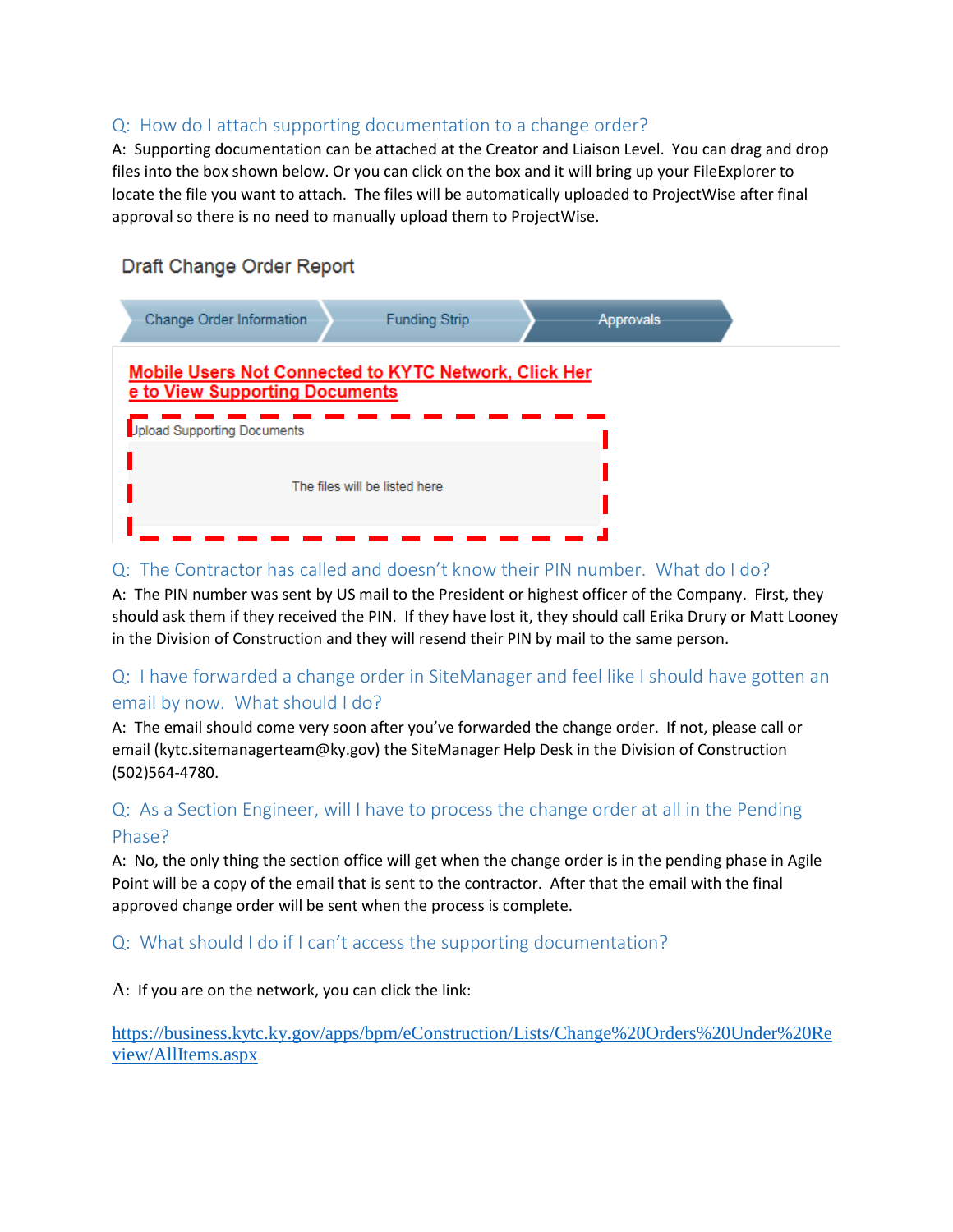### Q: How do I attach supporting documentation to a change order?

A: Supporting documentation can be attached at the Creator and Liaison Level. You can drag and drop files into the box shown below. Or you can click on the box and it will bring up your FileExplorer to locate the file you want to attach. The files will be automatically uploaded to ProjectWise after final approval so there is no need to manually upload them to ProjectWise.

Draft Change Order Report

Change Order Information | Funding Strip | Approvals

Mobile Users Not Connected to KYTC Network, Click Here to View Supporting Documents

Upload Supporting Documents

The files will be listed here

### Q: The Contractor has called and doesn't know their PIN number. What do I do?

A: The PIN number was sent by US mail to the President or highest officer of the Company. First, they should ask them if they received the PIN. If they have lost it, they should call Erika Drury or Matt Looney in the Division of Construction and they will resend their PIN by mail to the same person.

### Q: I have forwarded a change order in SiteManager and feel like I should have gotten an email by now. What should I do?

A: The email should come very soon after you've forwarded the change order. If not, please call or email (kytc.sitemanagerteam@ky.gov) the SiteManager Help Desk in the Division of Construction (502)564-4780.

### Q: As a Section Engineer, will I have to process the change order at all in the Pending Phase?

A: No, the only thing the section office will get when the change order is in the pending phase in Agile Point will be a copy of the email that is sent to the contractor. After that the email with the final approved change order will be sent when the process is complete.

### Q: What should I do if I can't access the supporting documentation?

A: If you are on the network, you can click the link:

https://business.kytc.ky.gov/apps/bpm/eConstruction/Lists/Change%20Orders%20Under%20Review/AllItems.aspx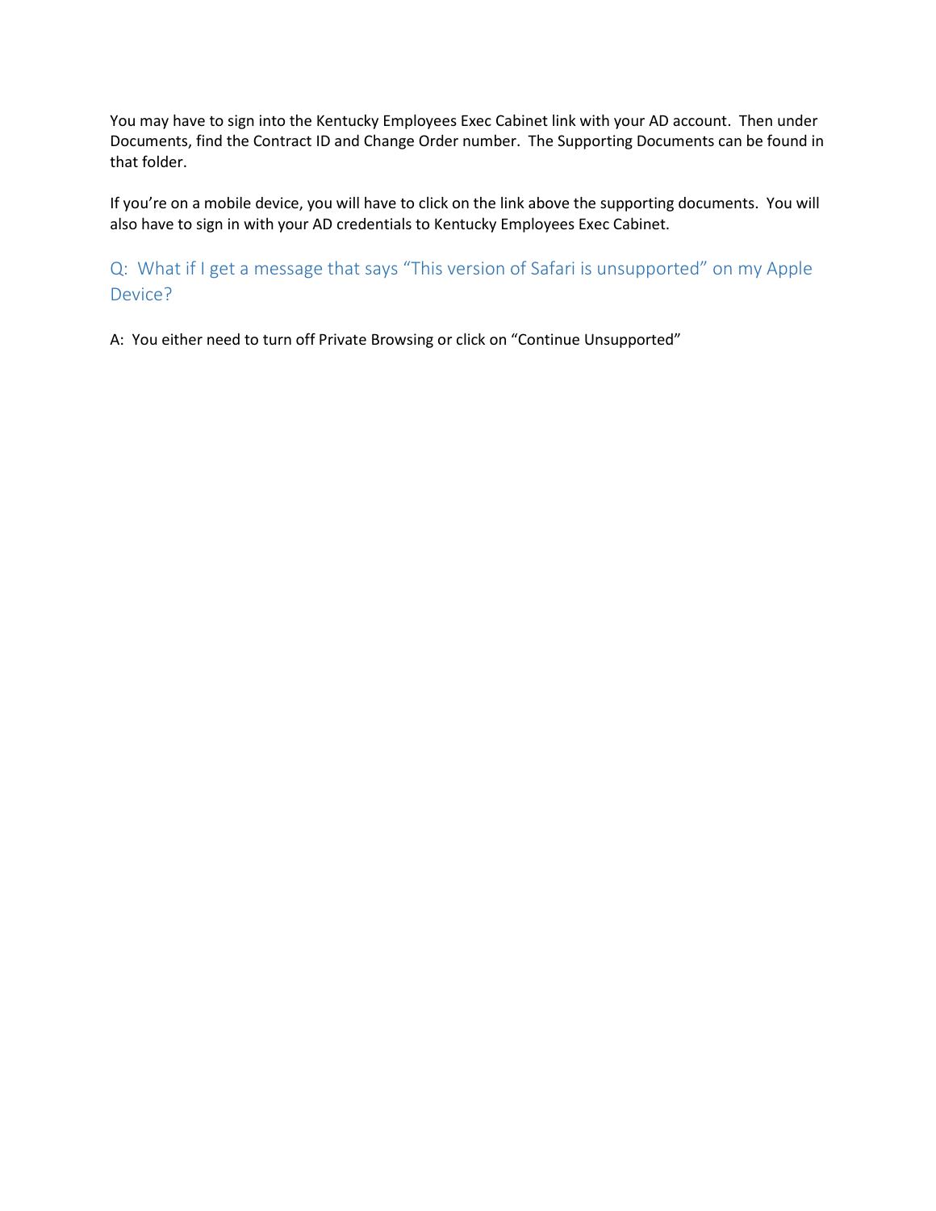You may have to sign into the Kentucky Employees Exec Cabinet link with your AD account. Then under Documents, find the Contract ID and Change Order number. The Supporting Documents can be found in that folder.

If you're on a mobile device, you will have to click on the link above the supporting documents. You will also have to sign in with your AD credentials to Kentucky Employees Exec Cabinet.

## Q: What if I get a message that says "This version of Safari is unsupported" on my Apple Device?

A: You either need to turn off Private Browsing or click on "Continue Unsupported"